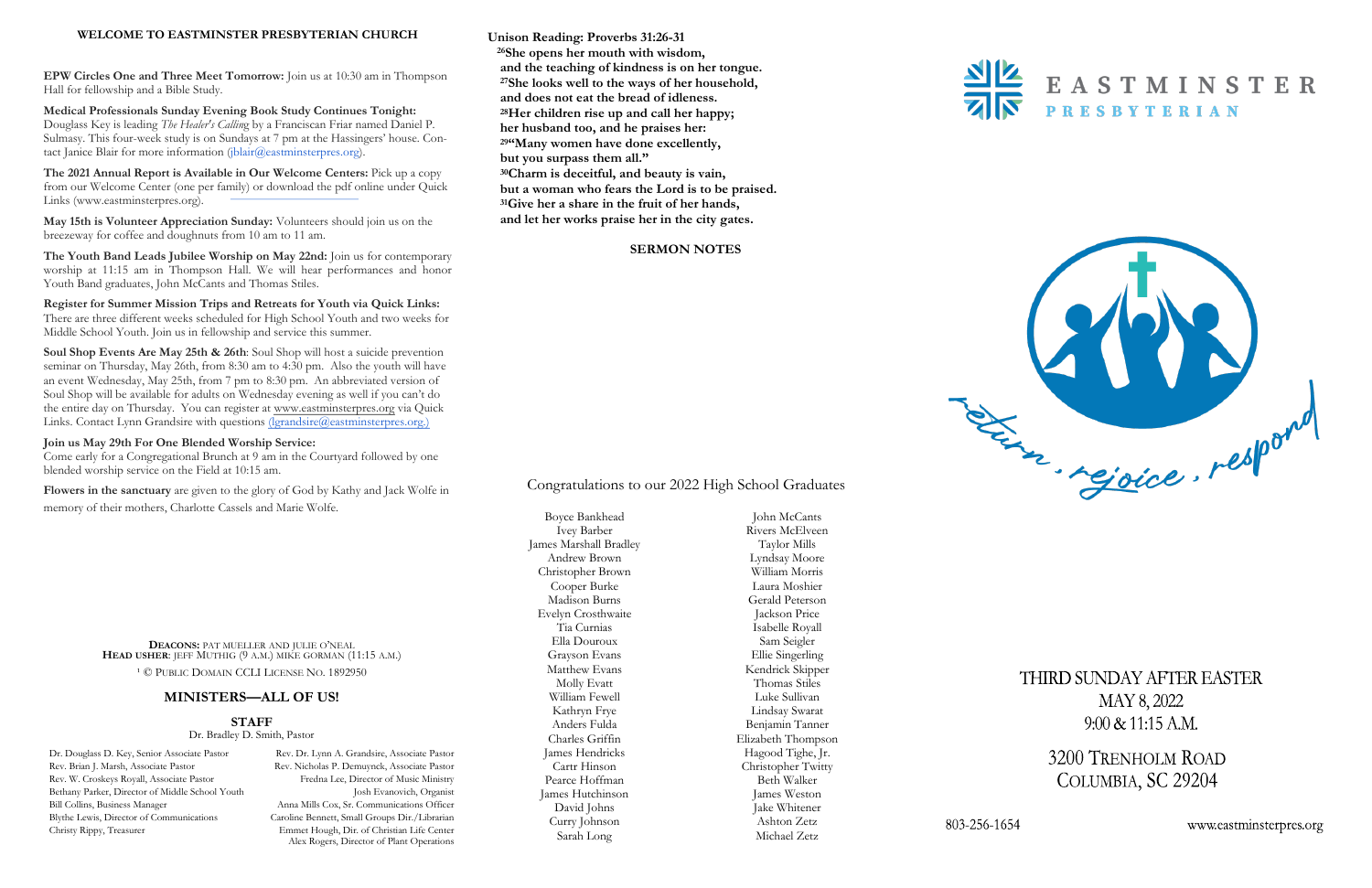# WELCOME TO EASTMINSTER PRESBYTERIAN CHURCH

**EPW Circles One and Three Meet Tomorrow:** Join us at 10:30 am in Thompson Hall for fellowship and a Bible Study.

**Medical Professionals Sunday Evening Book Study Continues Tonight:** Douglass Key is leading *The Healer's Calling* by a Franciscan Friar named Daniel P. Sulmasy. This four-week study is on Sundays at 7 pm at the Hassingers' house. Contact Janice Blair for more information (jblair@eastminsterpres.org).

**The 2021 Annual Report is Available in Our Welcome Centers:** Pick up a copy from our Welcome Center (one per family) or download the pdf online under Quick Links (www.eastminsterpres.org).

**May 15th is Volunteer Appreciation Sunday:** Volunteers should join us on the breezeway for coffee and doughnuts from 10 am to 11 am.

**The Youth Band Leads Jubilee Worship on May 22nd:** Join us for contemporary worship at 11:15 am in Thompson Hall. We will hear performances and honor Youth Band graduates, John McCants and Thomas Stiles.

**Register for Summer Mission Trips and Retreats for Youth via Quick Links:** There are three different weeks scheduled for High School Youth and two weeks for Middle School Youth. Join us in fellowship and service this summer.

**Soul Shop Events Are May 25th & 26th**: Soul Shop will host a suicide prevention seminar on Thursday, May 26th, from 8:30 am to 4:30 pm. Also the youth will have an event Wednesday, May 25th, from 7 pm to 8:30 pm. An abbreviated version of Soul Shop will be available for adults on Wednesday evening as well if you can't do the entire day on Thursday. You can register at www.eastminsterpres.org via Quick Links. Contact Lynn Grandsire with questions (lgrandsire@eastminsterpres.org.)

**Join us May 29th For One Blended Worship Service:**
Come early for a Congregational Brunch at 9 am in the Courtyard followed by one blended worship service on the Field at 10:15 am.

**Flowers in the sanctuary** are given to the glory of God by Kathy and Jack Wolfe in memory of their mothers, Charlotte Cassels and Marie Wolfe.

DEACONS: PAT MUELLER AND JULIE O'NEAL
HEAD USHER: JEFF MUTHIG (9 A.M.) MIKE GORMAN (11:15 A.M.)
[1] © PUBLIC DOMAIN CCLI LICENSE NO. 1892950

## MINISTERS—ALL OF US!

### STAFF

Dr. Bradley D. Smith, Pastor

Dr. Douglass D. Key, Senior Associate Pastor
Rev. Brian J. Marsh, Associate Pastor
Rev. W. Croskeys Royall, Associate Pastor
Bethany Parker, Director of Middle School Youth
Bill Collins, Business Manager
Blythe Lewis, Director of Communications
Christy Rippy, Treasurer
Rev. Dr. Lynn A. Grandsire, Associate Pastor
Rev. Nicholas P. Demuynck, Associate Pastor
Fredna Lee, Director of Music Ministry
Josh Evanovich, Organist
Anna Mills Cox, Sr. Communications Officer
Caroline Bennett, Small Groups Dir./Librarian
Emmet Hough, Dir. of Christian Life Center
Alex Rogers, Director of Plant Operations

**Unison Reading: Proverbs 31:26-31**
**[26]She opens her mouth with wisdom,
and the teaching of kindness is on her tongue.
[27]She looks well to the ways of her household,
and does not eat the bread of idleness.
[28]Her children rise up and call her happy;
her husband too, and he praises her:
[29]"Many women have done excellently,
but you surpass them all."
[30]Charm is deceitful, and beauty is vain,
but a woman who fears the Lord is to be praised.
[31]Give her a share in the fruit of her hands,
and let her works praise her in the city gates.**

**SERMON NOTES**

## Congratulations to our 2022 High School Graduates

Boyce Bankhead
Ivey Barber
James Marshall Bradley
Andrew Brown
Christopher Brown
Cooper Burke
Madison Burns
Evelyn Crosthwaite
Tia Curnias
Ella Douroux
Grayson Evans
Matthew Evans
Molly Evatt
William Fewell
Kathryn Frye
Anders Fulda
Charles Griffin
James Hendricks
Cartr Hinson
Pearce Hoffman
James Hutchinson
David Johns
Curry Johnson
Sarah Long
John McCants
Rivers McElveen
Taylor Mills
Lyndsay Moore
William Morris
Laura Moshier
Gerald Peterson
Jackson Price
Isabelle Royall
Sam Seigler
Ellie Singerling
Kendrick Skipper
Thomas Stiles
Luke Sullivan
Lindsay Swarat
Benjamin Tanner
Elizabeth Thompson
Hagood Tighe, Jr.
Christopher Twitty
Beth Walker
James Weston
Jake Whitener
Ashton Zetz
Michael Zetz

EASTMINSTER PRESBYTERIAN

return . rejoice . respond

THIRD SUNDAY AFTER EASTER
MAY 8, 2022
9:00 & 11:15 A.M.

3200 TRENHOLM ROAD
COLUMBIA, SC 29204

803-256-1654
www.eastminsterpres.org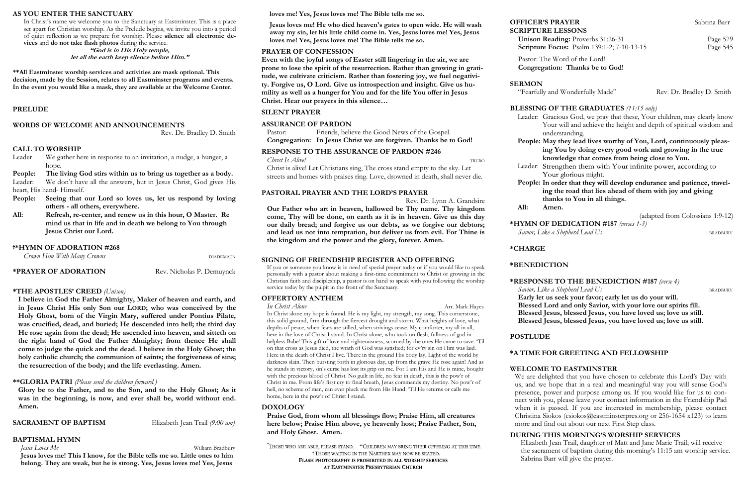## AS YOU ENTER THE SANCTUARY

In Christ's name we welcome you to the Sanctuary at Eastminster. This is a place set apart for Christian worship. As the Prelude begins, we invite you into a period of quiet reflection as we prepare for worship. Please **silence all electronic devices** and **do not take flash photos** during the service.

***"God is in His Holy temple, let all the earth keep silence before Him."***

****All Eastminster worship services and activities are mask optional. This decision, made by the Session, relates to all Eastminster programs and events. In the event you would like a mask, they are available at the Welcome Center.**

## PRELUDE

## WORDS OF WELCOME AND ANNOUNCEMENTS

Rev. Dr. Bradley D. Smith

## CALL TO WORSHIP

Leader: We gather here in response to an invitation, a nudge, a hunger, a hope.

**People: The living God stirs within us to bring us together as a body.**

Leader: We don't have all the answers, but in Jesus Christ, God gives His heart, His hand- Himself.

**People: Seeing that our Lord so loves us, let us respond by loving others - all others, everywhere.**

**All: Refresh, re-center, and renew us in this hour, O Master. Re mind us that in life and in death we belong to You through Jesus Christ our Lord.**

## †*HYMN OF ADORATION #268

*Crown Him With Many Crowns* — DIADEMATA

## *PRAYER OF ADORATION

Rev. Nicholas P. Demuynck

## *THE APOSTLES' CREED *(Unison)*

**I believe in God the Father Almighty, Maker of heaven and earth, and in Jesus Christ His only Son our LORD; who was conceived by the Holy Ghost, born of the Virgin Mary, suffered under Pontius Pilate, was crucified, dead, and buried; He descended into hell; the third day He rose again from the dead; He ascended into heaven, and sitteth on the right hand of God the Father Almighty; from thence He shall come to judge the quick and the dead. I believe in the Holy Ghost; the holy catholic church; the communion of saints; the forgiveness of sins; the resurrection of the body; and the life everlasting. Amen.**

## **GLORIA PATRI *(Please send the children forward.)*

**Glory be to the Father, and to the Son, and to the Holy Ghost; As it was in the beginning, is now, and ever shall be, world without end. Amen.**

## SACRAMENT OF BAPTISM

Elizabeth Jean Trail *(9:00 am)*

## BAPTISMAL HYMN

*Jesus Loves Me* — William Bradbury

**Jesus loves me! This I know, for the Bible tells me so. Little ones to him belong. They are weak, but he is strong. Yes, Jesus loves me! Yes, Jesus loves me! Yes, Jesus loves me! The Bible tells me so.**

**Jesus loves me! He who died heaven's gates to open wide. He will wash away my sin, let his little child come in. Yes, Jesus loves me! Yes, Jesus loves me! Yes, Jesus loves me! The Bible tells me so.**

## PRAYER OF CONFESSION

**Even with the joyful songs of Easter still lingering in the air, we are prone to lose the spirit of the resurrection. Rather than growing in gratitude, we cultivate criticism. Rather than fostering joy, we fuel negativity. Forgive us, O Lord. Give us introspection and insight. Give us humility as well as a hunger for You and for the life You offer in Jesus Christ. Hear our prayers in this silence…**

## SILENT PRAYER

## ASSURANCE OF PARDON

Pastor: Friends, believe the Good News of the Gospel.

**Congregation: In Jesus Christ we are forgiven. Thanks be to God!**

## RESPONSE TO THE ASSURANCE OF PARDON #246

*Christ Is Alive!* — TRURO

Christ is alive! Let Christians sing, The cross stand empty to the sky. Let streets and homes with praises ring. Love, drowned in death, shall never die.

## PASTORAL PRAYER AND THE LORD'S PRAYER

Rev. Dr. Lynn A. Grandsire

**Our Father who art in heaven, hallowed be Thy name. Thy kingdom come, Thy will be done, on earth as it is in heaven. Give us this day our daily bread; and forgive us our debts, as we forgive our debtors; and lead us not into temptation, but deliver us from evil. For Thine is the kingdom and the power and the glory, forever. Amen.**

## SIGNING OF FRIENDSHIP REGISTER AND OFFERING

If you or someone you know is in need of special prayer today or if you would like to speak personally with a pastor about making a first-time commitment to Christ or growing in the Christian faith and discipleship, a pastor is on hand to speak with you following the worship service today by the pulpit in the front of the Sanctuary.

## OFFERTORY ANTHEM

*In Christ Alone* — Arr. Mark Hayes

In Christ alone my hope is found. He is my light, my strength, my song. This cornerstone, this solid ground, firm through the fiercest drought and storm. What heights of love, what depths of peace, when fears are stilled, when strivings cease. My comforter, my all in all, here in the love of Christ I stand. In Christ alone, who took on flesh, fullness of god in helpless Babe! This gift of love and righteousness, scorned by the ones He came to save. 'Til on that cross as Jesus died, the wrath of God was satisfied; for ev'ry sin on Him was laid. Here in the death of Christ I live. There in the ground His body lay, Light of the world by darkness slain. Then bursting forth in glorious day, up from the grave He rose again! And as he stands in victory, sin's curse has lost its grip on me. For I am His and He is mine, bought with the precious blood of Christ. No guilt in life, no fear in death, this is the pow'r of Christ in me. From life's first cry to final breath, Jesus commands my destiny. No pow'r of hell, no scheme of man, can ever pluck me from His Hand. 'Til He returns or calls me home, here in the pow'r of Christ I stand.

## DOXOLOGY

**Praise God, from whom all blessings flow; Praise Him, all creatures here below; Praise Him above, ye heavenly host; Praise Father, Son, and Holy Ghost. Amen.**

*THOSE WHO ARE ABLE, PLEASE STAND. **CHILDREN MAY BRING THEIR OFFERING AT THIS TIME.
†THOSE WAITING IN THE NARTHEX MAY NOW BE SEATED.
**FLASH PHOTOGRAPHY IS PROHIBITED IN ALL WORSHIP SERVICES AT EASTMINSTER PRESBYTERIAN CHURCH**

## OFFICER'S PRAYER

Sabrina Barr

## SCRIPTURE LESSONS

**Unison Reading:** Proverbs 31:26-31 — Page 579

**Scripture Focus:** Psalm 139:1-2; 7-10-13-15 — Page 545

Pastor: The Word of the Lord!

**Congregation: Thanks be to God!**

## SERMON

"Fearfully and Wonderfully Made" — Rev. Dr. Bradley D. Smith

## BLESSING OF THE GRADUATES *(11:15 only)*

Leader: Gracious God, we pray that these, Your children, may clearly know Your will and achieve the height and depth of spiritual wisdom and understanding.

**People: May they lead lives worthy of You, Lord, continuously pleasing You by doing every good work and growing in the true knowledge that comes from being close to You.**

Leader: Strengthen them with Your infinite power, according to Your glorious might.

**People: In order that they will develop endurance and patience, traveling the road that lies ahead of them with joy and giving thanks to You in all things.**

**All: Amen.**

(adapted from Colossians 1:9-12)

## *HYMN OF DEDICATION #187 *(verses 1-3)*

*Savior, Like a Shepherd Lead Us* — BRADBURY

## *CHARGE

## *BENEDICTION

## *RESPONSE TO THE BENEDICTION #187 *(verse 4)*

*Savior, Like a Shepherd Lead Us* — BRADBURY

**Early let us seek your favor; early let us do your will.
Blessed Lord and only Savior, with your love our spirits fill.
Blessed Jesus, blessed Jesus, you have loved us; love us still.
Blessed Jesus, blessed Jesus, you have loved us; love us still.**

## POSTLUDE

## *A TIME FOR GREETING AND FELLOWSHIP

## WELCOME TO EASTMINSTER

We are delighted that you have chosen to celebrate this Lord's Day with us, and we hope that in a real and meaningful way you will sense God's presence, power and purpose among us. If you would like for us to connect with you, please leave your contact information in the Friendship Pad when it is passed. If you are interested in membership, please contact Christina Siokos (csiokos@eastminsterpres.org or 256-1654 x123) to learn more and find out about our next First Step class.

## DURING THIS MORNING'S WORSHIP SERVICES

Elizabeth Jean Trail, daughter of Matt and Jane Marie Trail, will receive the sacrament of baptism during this morning's 11:15 am worship service. Sabrina Barr will give the prayer.